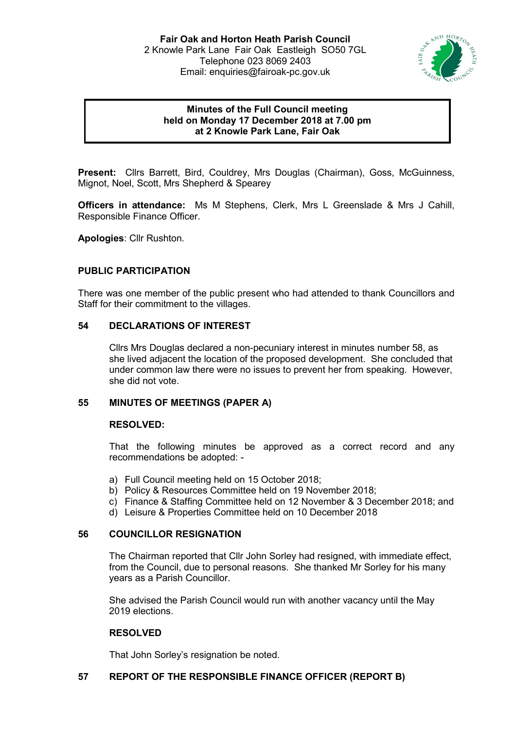**Fair Oak and Horton Heath Parish Council**
2 Knowle Park Lane Fair Oak Eastleigh SO50 7GL
Telephone 023 8069 2403
Email: enquiries@fairoak-pc.gov.uk

**Minutes of the Full Council meeting held on Monday 17 December 2018 at 7.00 pm at 2 Knowle Park Lane, Fair Oak**

**Present:** Cllrs Barrett, Bird, Couldrey, Mrs Douglas (Chairman), Goss, McGuinness, Mignot, Noel, Scott, Mrs Shepherd & Spearey

**Officers in attendance:** Ms M Stephens, Clerk, Mrs L Greenslade & Mrs J Cahill, Responsible Finance Officer.

**Apologies**: Cllr Rushton.

## PUBLIC PARTICIPATION

There was one member of the public present who had attended to thank Councillors and Staff for their commitment to the villages.

## 54 DECLARATIONS OF INTEREST

Cllrs Mrs Douglas declared a non-pecuniary interest in minutes number 58, as she lived adjacent the location of the proposed development. She concluded that under common law there were no issues to prevent her from speaking. However, she did not vote.

## 55 MINUTES OF MEETINGS (PAPER A)

**RESOLVED:**

That the following minutes be approved as a correct record and any recommendations be adopted: -

a) Full Council meeting held on 15 October 2018;
b) Policy & Resources Committee held on 19 November 2018;
c) Finance & Staffing Committee held on 12 November & 3 December 2018; and
d) Leisure & Properties Committee held on 10 December 2018

## 56 COUNCILLOR RESIGNATION

The Chairman reported that Cllr John Sorley had resigned, with immediate effect, from the Council, due to personal reasons. She thanked Mr Sorley for his many years as a Parish Councillor.

She advised the Parish Council would run with another vacancy until the May 2019 elections.

**RESOLVED**

That John Sorley's resignation be noted.

## 57 REPORT OF THE RESPONSIBLE FINANCE OFFICER (REPORT B)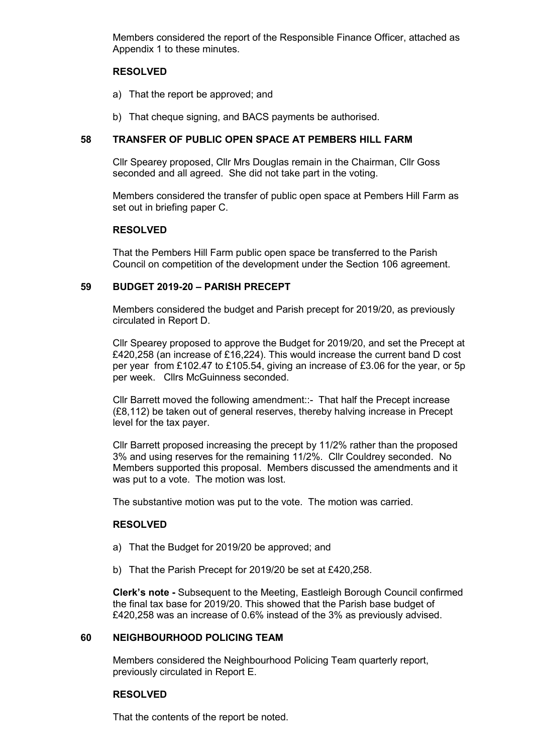Members considered the report of the Responsible Finance Officer, attached as Appendix 1 to these minutes.

**RESOLVED**

a) That the report be approved; and

b) That cheque signing, and BACS payments be authorised.

## 58 TRANSFER OF PUBLIC OPEN SPACE AT PEMBERS HILL FARM

Cllr Spearey proposed, Cllr Mrs Douglas remain in the Chairman, Cllr Goss seconded and all agreed. She did not take part in the voting.

Members considered the transfer of public open space at Pembers Hill Farm as set out in briefing paper C.

**RESOLVED**

That the Pembers Hill Farm public open space be transferred to the Parish Council on competition of the development under the Section 106 agreement.

## 59 BUDGET 2019-20 – PARISH PRECEPT

Members considered the budget and Parish precept for 2019/20, as previously circulated in Report D.

Cllr Spearey proposed to approve the Budget for 2019/20, and set the Precept at £420,258 (an increase of £16,224). This would increase the current band D cost per year from £102.47 to £105.54, giving an increase of £3.06 for the year, or 5p per week. Cllrs McGuinness seconded.

Cllr Barrett moved the following amendment::- That half the Precept increase (£8,112) be taken out of general reserves, thereby halving increase in Precept level for the tax payer.

Cllr Barrett proposed increasing the precept by 11/2% rather than the proposed 3% and using reserves for the remaining 11/2%. Cllr Couldrey seconded. No Members supported this proposal. Members discussed the amendments and it was put to a vote. The motion was lost.

The substantive motion was put to the vote. The motion was carried.

**RESOLVED**

a) That the Budget for 2019/20 be approved; and

b) That the Parish Precept for 2019/20 be set at £420,258.

**Clerk's note -** Subsequent to the Meeting, Eastleigh Borough Council confirmed the final tax base for 2019/20. This showed that the Parish base budget of £420,258 was an increase of 0.6% instead of the 3% as previously advised.

## 60 NEIGHBOURHOOD POLICING TEAM

Members considered the Neighbourhood Policing Team quarterly report, previously circulated in Report E.

**RESOLVED**

That the contents of the report be noted.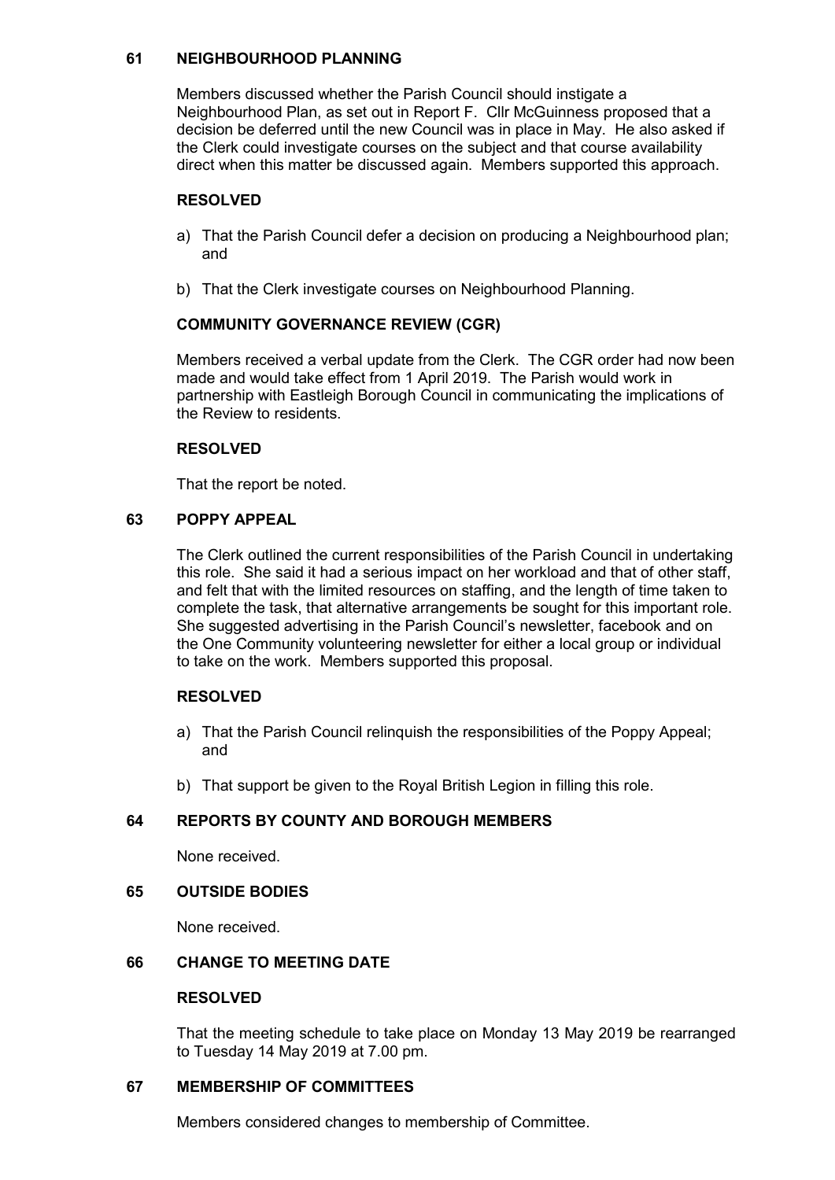## 61 NEIGHBOURHOOD PLANNING

Members discussed whether the Parish Council should instigate a Neighbourhood Plan, as set out in Report F. Cllr McGuinness proposed that a decision be deferred until the new Council was in place in May. He also asked if the Clerk could investigate courses on the subject and that course availability direct when this matter be discussed again. Members supported this approach.

**RESOLVED**

a) That the Parish Council defer a decision on producing a Neighbourhood plan; and

b) That the Clerk investigate courses on Neighbourhood Planning.

**COMMUNITY GOVERNANCE REVIEW (CGR)**

Members received a verbal update from the Clerk. The CGR order had now been made and would take effect from 1 April 2019. The Parish would work in partnership with Eastleigh Borough Council in communicating the implications of the Review to residents.

**RESOLVED**

That the report be noted.

## 63 POPPY APPEAL

The Clerk outlined the current responsibilities of the Parish Council in undertaking this role. She said it had a serious impact on her workload and that of other staff, and felt that with the limited resources on staffing, and the length of time taken to complete the task, that alternative arrangements be sought for this important role. She suggested advertising in the Parish Council's newsletter, facebook and on the One Community volunteering newsletter for either a local group or individual to take on the work. Members supported this proposal.

**RESOLVED**

a) That the Parish Council relinquish the responsibilities of the Poppy Appeal; and

b) That support be given to the Royal British Legion in filling this role.

## 64 REPORTS BY COUNTY AND BOROUGH MEMBERS

None received.

## 65 OUTSIDE BODIES

None received.

## 66 CHANGE TO MEETING DATE

**RESOLVED**

That the meeting schedule to take place on Monday 13 May 2019 be rearranged to Tuesday 14 May 2019 at 7.00 pm.

## 67 MEMBERSHIP OF COMMITTEES

Members considered changes to membership of Committee.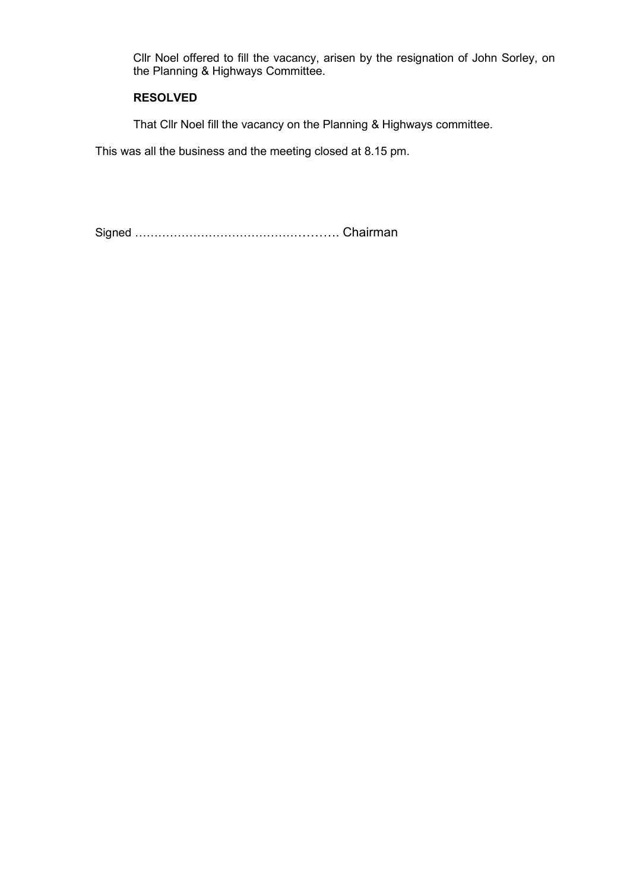Cllr Noel offered to fill the vacancy, arisen by the resignation of John Sorley, on the Planning & Highways Committee.

**RESOLVED**

That Cllr Noel fill the vacancy on the Planning & Highways committee.

This was all the business and the meeting closed at 8.15 pm.

Signed ……………………………………………. Chairman